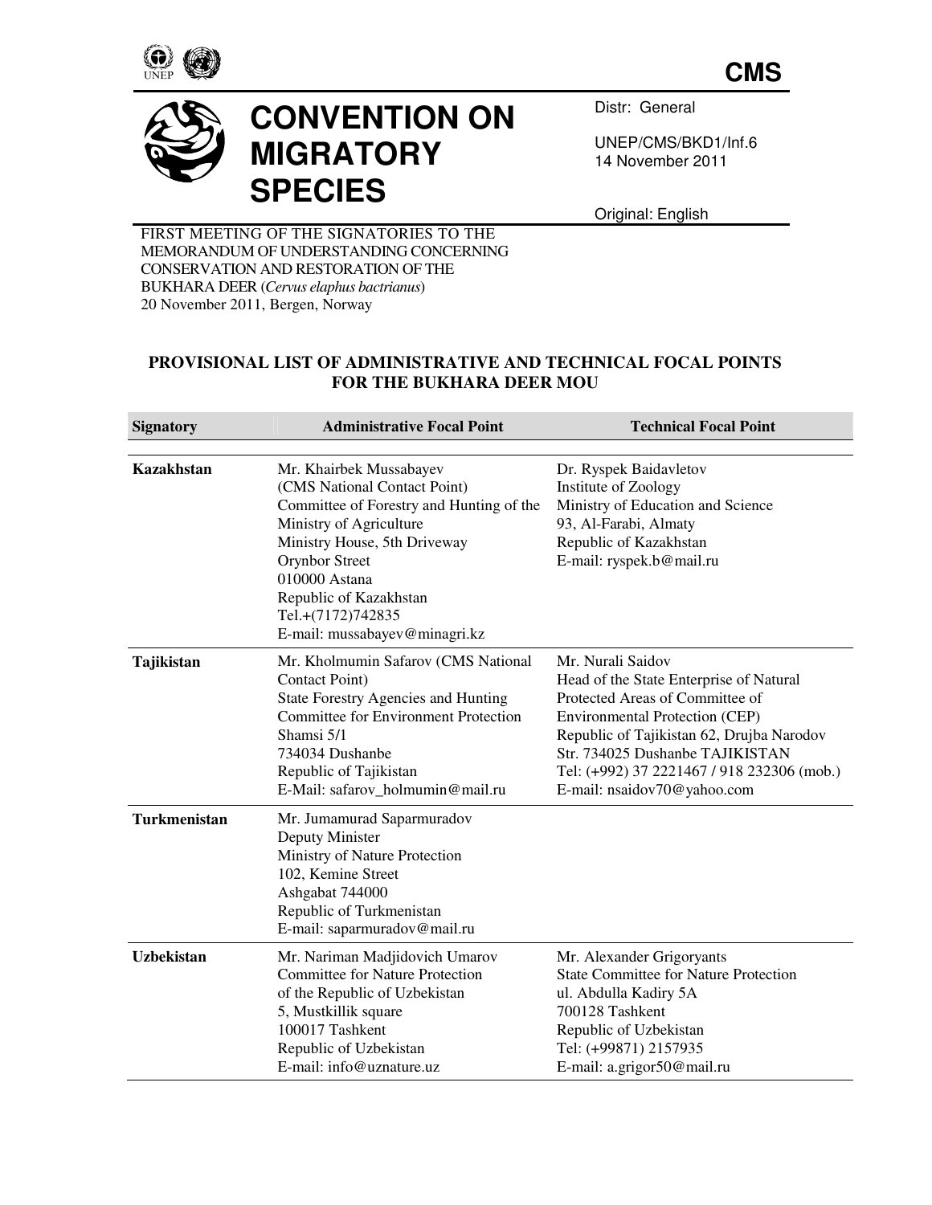**CMS**

# CONVENTION ON MIGRATORY SPECIES

Distr: General

UNEP/CMS/BKD1/Inf.6
14 November 2011

Original: English

FIRST MEETING OF THE SIGNATORIES TO THE MEMORANDUM OF UNDERSTANDING CONCERNING CONSERVATION AND RESTORATION OF THE BUKHARA DEER (*Cervus elaphus bactrianus*)
20 November 2011, Bergen, Norway

## PROVISIONAL LIST OF ADMINISTRATIVE AND TECHNICAL FOCAL POINTS FOR THE BUKHARA DEER MOU

| Signatory | Administrative Focal Point | Technical Focal Point |
|---|---|---|
| **Kazakhstan** | Mr. Khairbek Mussabayev<br>(CMS National Contact Point)<br>Committee of Forestry and Hunting of the Ministry of Agriculture<br>Ministry House, 5th Driveway<br>Orynbor Street<br>010000 Astana<br>Republic of Kazakhstan<br>Tel.+(7172)742835<br>E-mail: mussabayev@minagri.kz | Dr. Ryspek Baidavletov<br>Institute of Zoology<br>Ministry of Education and Science<br>93, Al-Farabi, Almaty<br>Republic of Kazakhstan<br>E-mail: ryspek.b@mail.ru |
| **Tajikistan** | Mr. Kholmumin Safarov (CMS National Contact Point)<br>State Forestry Agencies and Hunting Committee for Environment Protection<br>Shamsi 5/1<br>734034 Dushanbe<br>Republic of Tajikistan<br>E-Mail: safarov_holmumin@mail.ru | Mr. Nurali Saidov<br>Head of the State Enterprise of Natural Protected Areas of Committee of Environmental Protection (CEP)<br>Republic of Tajikistan 62, Drujba Narodov Str. 734025 Dushanbe TAJIKISTAN<br>Tel: (+992) 37 2221467 / 918 232306 (mob.)<br>E-mail: nsaidov70@yahoo.com |
| **Turkmenistan** | Mr. Jumamurad Saparmuradov<br>Deputy Minister<br>Ministry of Nature Protection<br>102, Kemine Street<br>Ashgabat 744000<br>Republic of Turkmenistan<br>E-mail: saparmuradov@mail.ru | |
| **Uzbekistan** | Mr. Nariman Madjidovich Umarov<br>Committee for Nature Protection of the Republic of Uzbekistan<br>5, Mustkillik square<br>100017 Tashkent<br>Republic of Uzbekistan<br>E-mail: info@uznature.uz | Mr. Alexander Grigoryants<br>State Committee for Nature Protection<br>ul. Abdulla Kadiry 5A<br>700128 Tashkent<br>Republic of Uzbekistan<br>Tel: (+99871) 2157935<br>E-mail: a.grigor50@mail.ru |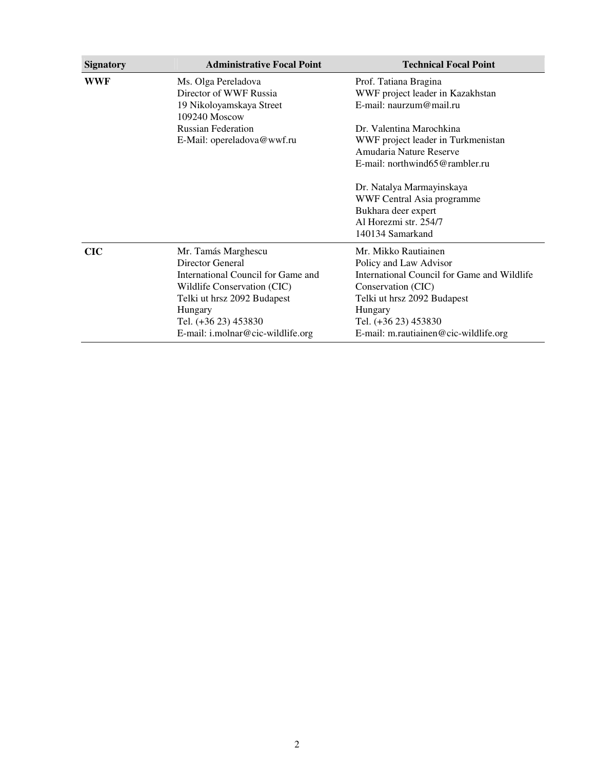| Signatory | Administrative Focal Point | Technical Focal Point |
|---|---|---|
| **WWF** | Ms. Olga Pereladova<br>Director of WWF Russia<br>19 Nikoloyamskaya Street<br>109240 Moscow<br>Russian Federation<br>E-Mail: opereladova@wwf.ru | Prof. Tatiana Bragina<br>WWF project leader in Kazakhstan<br>E-mail: naurzum@mail.ru<br><br>Dr. Valentina Marochkina<br>WWF project leader in Turkmenistan<br>Amudaria Nature Reserve<br>E-mail: northwind65@rambler.ru<br><br>Dr. Natalya Marmayinskaya<br>WWF Central Asia programme<br>Bukhara deer expert<br>Al Horezmi str. 254/7<br>140134 Samarkand |
| **CIC** | Mr. Tamás Marghescu<br>Director General<br>International Council for Game and Wildlife Conservation (CIC)<br>Telki ut hrsz 2092 Budapest<br>Hungary<br>Tel. (+36 23) 453830<br>E-mail: i.molnar@cic-wildlife.org | Mr. Mikko Rautiainen<br>Policy and Law Advisor<br>International Council for Game and Wildlife Conservation (CIC)<br>Telki ut hrsz 2092 Budapest<br>Hungary<br>Tel. (+36 23) 453830<br>E-mail: m.rautiainen@cic-wildlife.org |